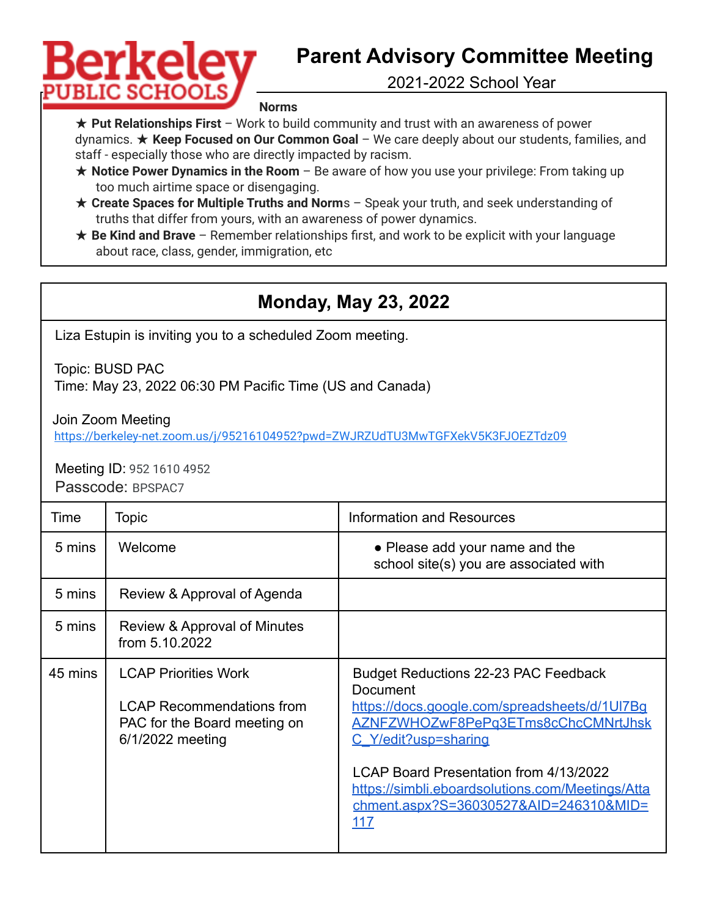Berkeley PUBLIC SCHOOLS

# Parent Advisory Committee Meeting

2021-2022 School Year

**Norms**

- ★ **Put Relationships First** – Work to build community and trust with an awareness of power dynamics. ★ **Keep Focused on Our Common Goal** – We care deeply about our students, families, and staff - especially those who are directly impacted by racism.
- ★ **Notice Power Dynamics in the Room** – Be aware of how you use your privilege: From taking up too much airtime space or disengaging.
- ★ **Create Spaces for Multiple Truths and Norms** – Speak your truth, and seek understanding of truths that differ from yours, with an awareness of power dynamics.
- ★ **Be Kind and Brave** – Remember relationships first, and work to be explicit with your language about race, class, gender, immigration, etc

## Monday, May 23, 2022

Liza Estupin is inviting you to a scheduled Zoom meeting.

Topic: BUSD PAC
Time: May 23, 2022 06:30 PM Pacific Time (US and Canada)

Join Zoom Meeting
https://berkeley-net.zoom.us/j/95216104952?pwd=ZWJRZUdTU3MwTGFXekV5K3FJOEZTdz09

Meeting ID: 952 1610 4952
Passcode: BPSPAC7

| Time | Topic | Information and Resources |
|---|---|---|
| 5 mins | Welcome | • Please add your name and the school site(s) you are associated with |
| 5 mins | Review & Approval of Agenda | |
| 5 mins | Review & Approval of Minutes from 5.10.2022 | |
| 45 mins | LCAP Priorities Work<br><br>LCAP Recommendations from PAC for the Board meeting on 6/1/2022 meeting | Budget Reductions 22-23 PAC Feedback Document<br>https://docs.google.com/spreadsheets/d/1Ul7BgAZNFZWHOZwF8PePq3ETms8cChcCMNrtJhskC_Y/edit?usp=sharing<br><br>LCAP Board Presentation from 4/13/2022<br>https://simbli.eboardsolutions.com/Meetings/Attachment.aspx?S=36030527&AID=246310&MID=117 |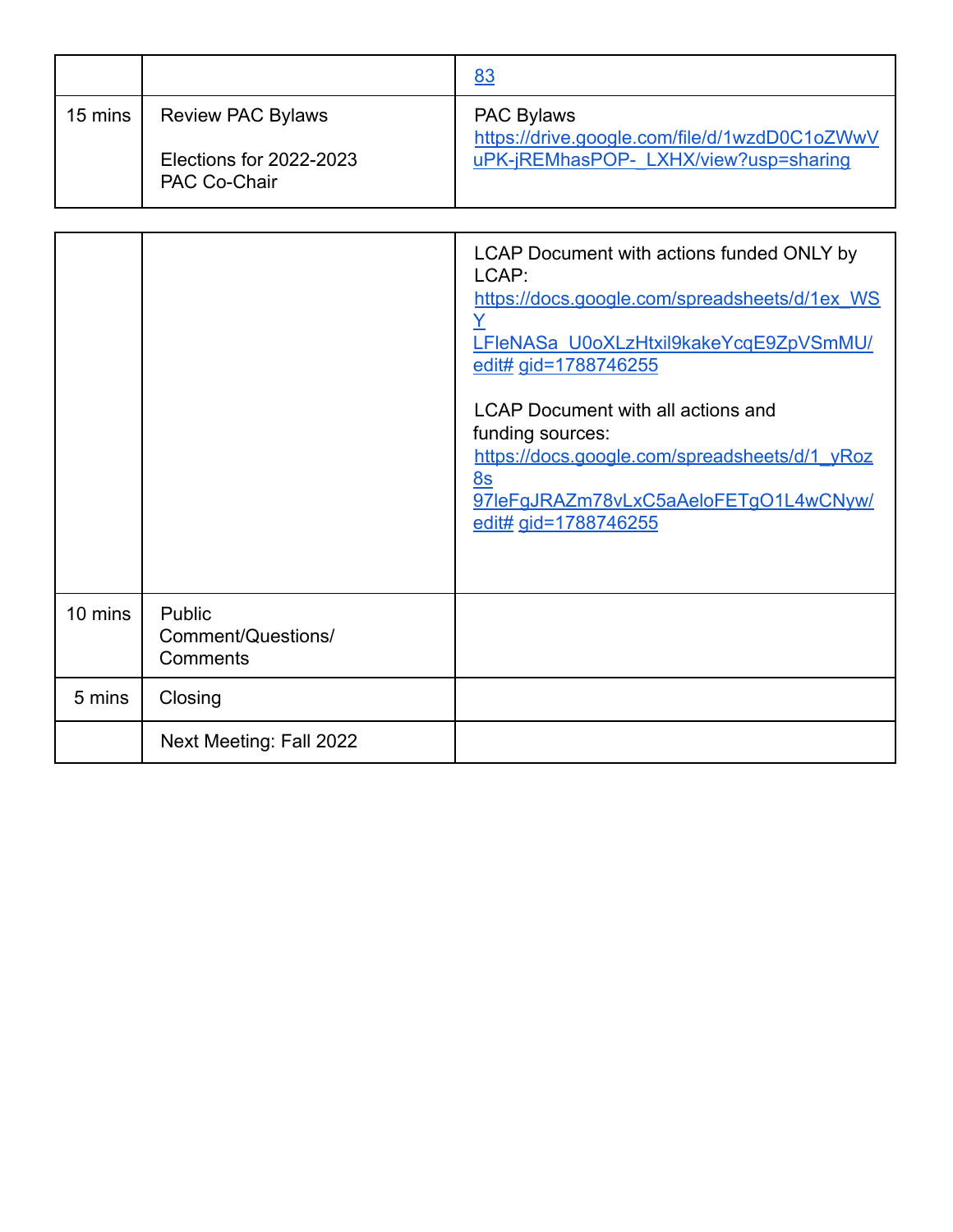| | | |
|---|---|---|
| | | 83 |
| 15 mins | Review PAC Bylaws<br><br>Elections for 2022-2023 PAC Co-Chair | PAC Bylaws https://drive.google.com/file/d/1wzdD0C1oZWwVuPK-jREMhasPOP-_LXHX/view?usp=sharing |

| | | |
|---|---|---|
| | | LCAP Document with actions funded ONLY by LCAP: https://docs.google.com/spreadsheets/d/1ex_WSY LFleNASa_U0oXLzHtxil9kakeYcqE9ZpVSmMU/edit# gid=1788746255<br><br>LCAP Document with all actions and funding sources: https://docs.google.com/spreadsheets/d/1_yRoz8s 97leFgJRAZm78vLxC5aAeloFETgO1L4wCNyw/edit# gid=1788746255 |
| 10 mins | Public Comment/Questions/ Comments | |
| 5 mins | Closing | |
| | Next Meeting: Fall 2022 | |